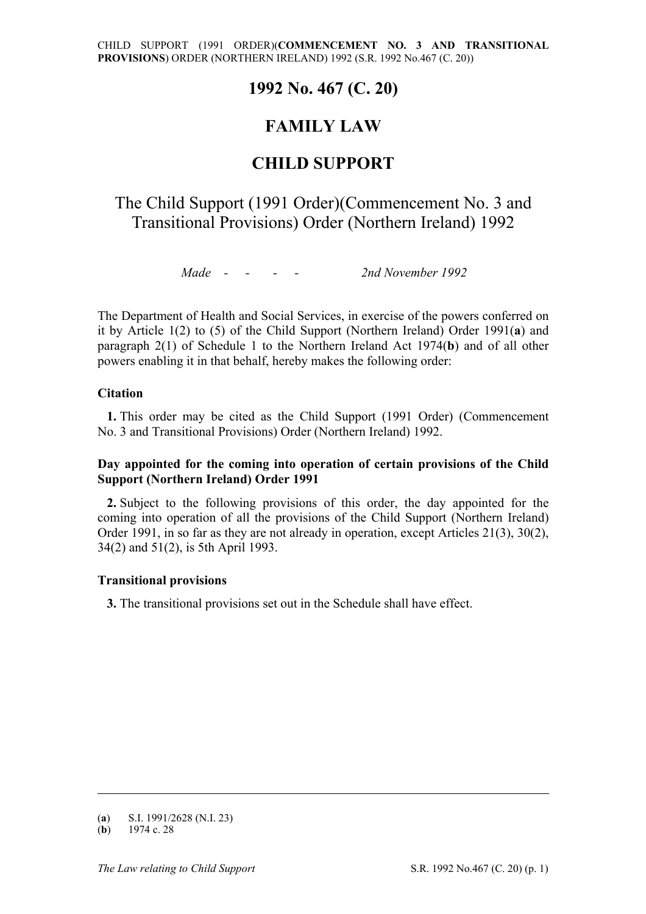# 1992 No. 467 (C. 20)

# FAMILY LAW

# CHILD SUPPORT

## The Child Support (1991 Order)(Commencement No. 3 and Transitional Provisions) Order (Northern Ireland) 1992

*Made* - - - - *2nd November 1992*

The Department of Health and Social Services, in exercise of the powers conferred on it by Article 1(2) to (5) of the Child Support (Northern Ireland) Order 1991(**a**) and paragraph 2(1) of Schedule 1 to the Northern Ireland Act 1974(**b**) and of all other powers enabling it in that behalf, hereby makes the following order:

### Citation

**1.** This order may be cited as the Child Support (1991 Order) (Commencement No. 3 and Transitional Provisions) Order (Northern Ireland) 1992.

### Day appointed for the coming into operation of certain provisions of the Child Support (Northern Ireland) Order 1991

**2.** Subject to the following provisions of this order, the day appointed for the coming into operation of all the provisions of the Child Support (Northern Ireland) Order 1991, in so far as they are not already in operation, except Articles 21(3), 30(2), 34(2) and 51(2), is 5th April 1993.

### Transitional provisions

**3.** The transitional provisions set out in the Schedule shall have effect.

---

(**a**) S.I. 1991/2628 (N.I. 23)

(**b**) 1974 c. 28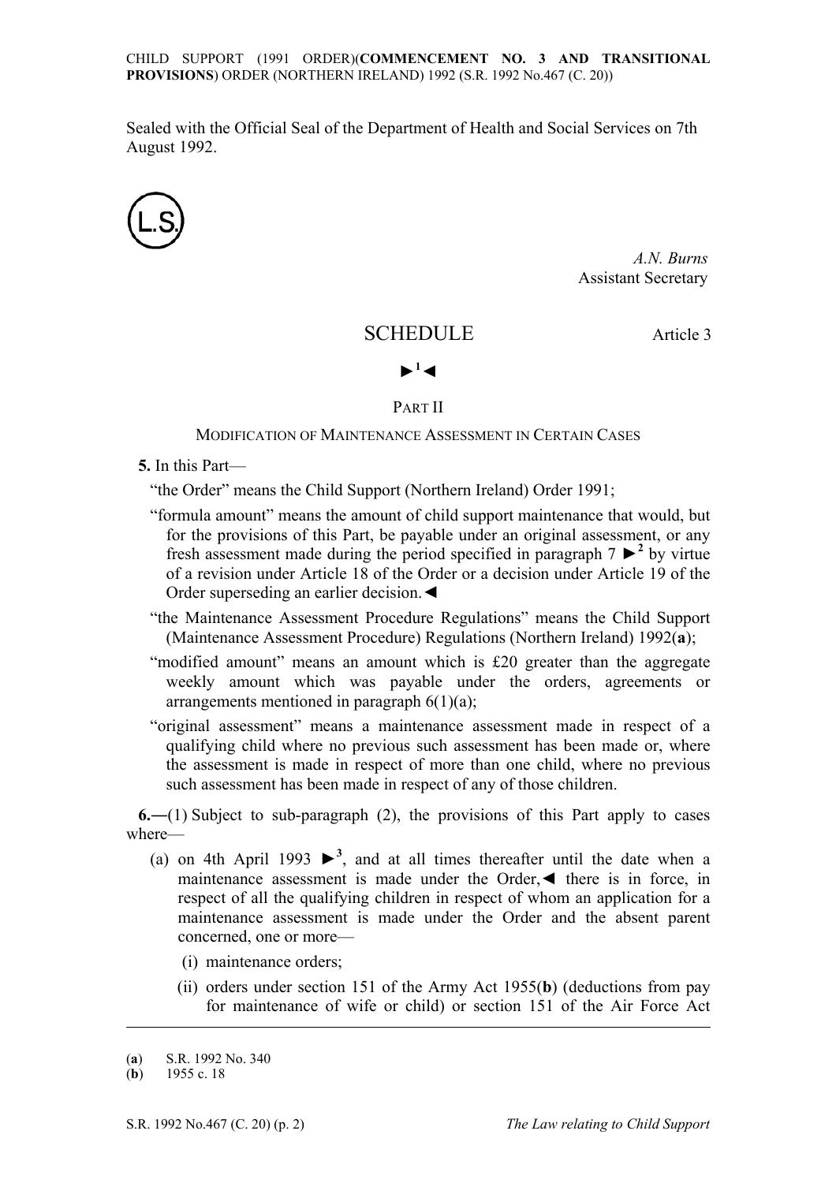Sealed with the Official Seal of the Department of Health and Social Services on 7th August 1992.

(L.S.)

*A.N. Burns*
Assistant Secretary

## SCHEDULE

Article 3

►[1]◄

### PART II

#### MODIFICATION OF MAINTENANCE ASSESSMENT IN CERTAIN CASES

**5.** In this Part—

"the Order" means the Child Support (Northern Ireland) Order 1991;

"formula amount" means the amount of child support maintenance that would, but for the provisions of this Part, be payable under an original assessment, or any fresh assessment made during the period specified in paragraph 7 ►[2] by virtue of a revision under Article 18 of the Order or a decision under Article 19 of the Order superseding an earlier decision.◄

"the Maintenance Assessment Procedure Regulations" means the Child Support (Maintenance Assessment Procedure) Regulations (Northern Ireland) 1992(**a**);

"modified amount" means an amount which is £20 greater than the aggregate weekly amount which was payable under the orders, agreements or arrangements mentioned in paragraph 6(1)(a);

"original assessment" means a maintenance assessment made in respect of a qualifying child where no previous such assessment has been made or, where the assessment is made in respect of more than one child, where no previous such assessment has been made in respect of any of those children.

**6.—**(1) Subject to sub-paragraph (2), the provisions of this Part apply to cases where—

(a) on 4th April 1993 ►[3], and at all times thereafter until the date when a maintenance assessment is made under the Order,◄ there is in force, in respect of all the qualifying children in respect of whom an application for a maintenance assessment is made under the Order and the absent parent concerned, one or more—

(i) maintenance orders;

(ii) orders under section 151 of the Army Act 1955(**b**) (deductions from pay for maintenance of wife or child) or section 151 of the Air Force Act

---

(**a**) S.R. 1992 No. 340
(**b**) 1955 c. 18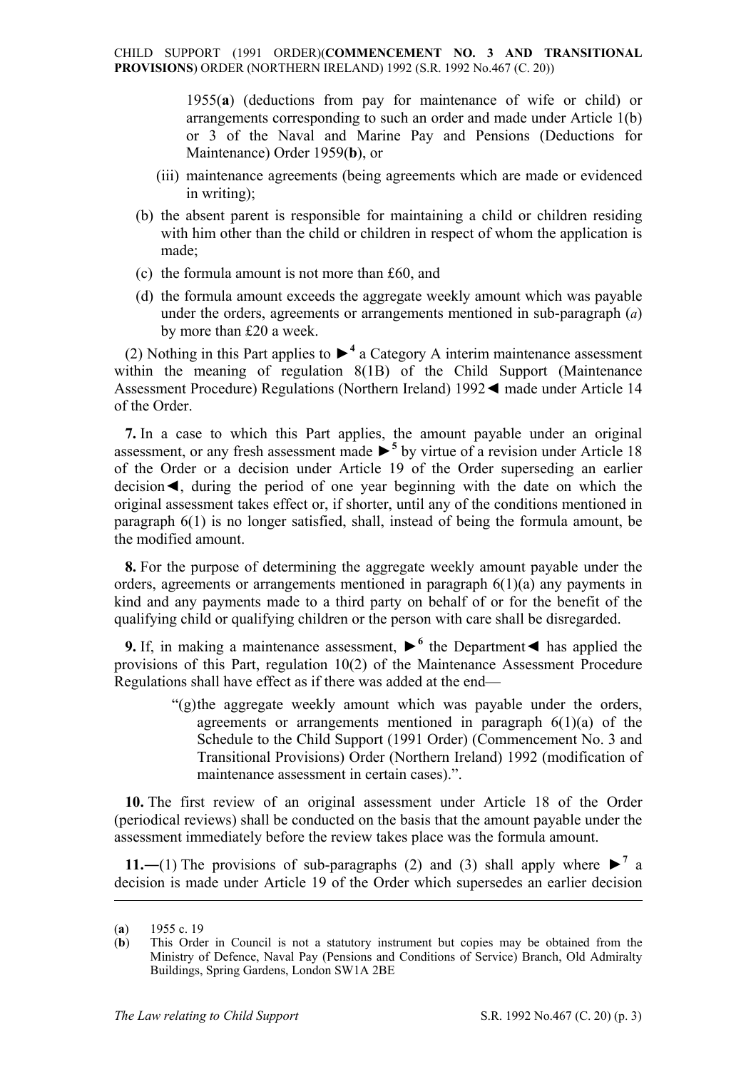1955(**a**) (deductions from pay for maintenance of wife or child) or arrangements corresponding to such an order and made under Article 1(b) or 3 of the Naval and Marine Pay and Pensions (Deductions for Maintenance) Order 1959(**b**), or

(iii) maintenance agreements (being agreements which are made or evidenced in writing);

(b) the absent parent is responsible for maintaining a child or children residing with him other than the child or children in respect of whom the application is made;

(c) the formula amount is not more than £60, and

(d) the formula amount exceeds the aggregate weekly amount which was payable under the orders, agreements or arrangements mentioned in sub-paragraph (*a*) by more than £20 a week.

(2) Nothing in this Part applies to ►[4] a Category A interim maintenance assessment within the meaning of regulation 8(1B) of the Child Support (Maintenance Assessment Procedure) Regulations (Northern Ireland) 1992◄ made under Article 14 of the Order.

**7.** In a case to which this Part applies, the amount payable under an original assessment, or any fresh assessment made ►[5] by virtue of a revision under Article 18 of the Order or a decision under Article 19 of the Order superseding an earlier decision◄, during the period of one year beginning with the date on which the original assessment takes effect or, if shorter, until any of the conditions mentioned in paragraph 6(1) is no longer satisfied, shall, instead of being the formula amount, be the modified amount.

**8.** For the purpose of determining the aggregate weekly amount payable under the orders, agreements or arrangements mentioned in paragraph 6(1)(a) any payments in kind and any payments made to a third party on behalf of or for the benefit of the qualifying child or qualifying children or the person with care shall be disregarded.

**9.** If, in making a maintenance assessment, ►[6] the Department◄ has applied the provisions of this Part, regulation 10(2) of the Maintenance Assessment Procedure Regulations shall have effect as if there was added at the end—

> "(g) the aggregate weekly amount which was payable under the orders, agreements or arrangements mentioned in paragraph 6(1)(a) of the Schedule to the Child Support (1991 Order) (Commencement No. 3 and Transitional Provisions) Order (Northern Ireland) 1992 (modification of maintenance assessment in certain cases).".

**10.** The first review of an original assessment under Article 18 of the Order (periodical reviews) shall be conducted on the basis that the amount payable under the assessment immediately before the review takes place was the formula amount.

**11.**—(1) The provisions of sub-paragraphs (2) and (3) shall apply where ►[7] a decision is made under Article 19 of the Order which supersedes an earlier decision

---

(**a**) 1955 c. 19

(**b**) This Order in Council is not a statutory instrument but copies may be obtained from the Ministry of Defence, Naval Pay (Pensions and Conditions of Service) Branch, Old Admiralty Buildings, Spring Gardens, London SW1A 2BE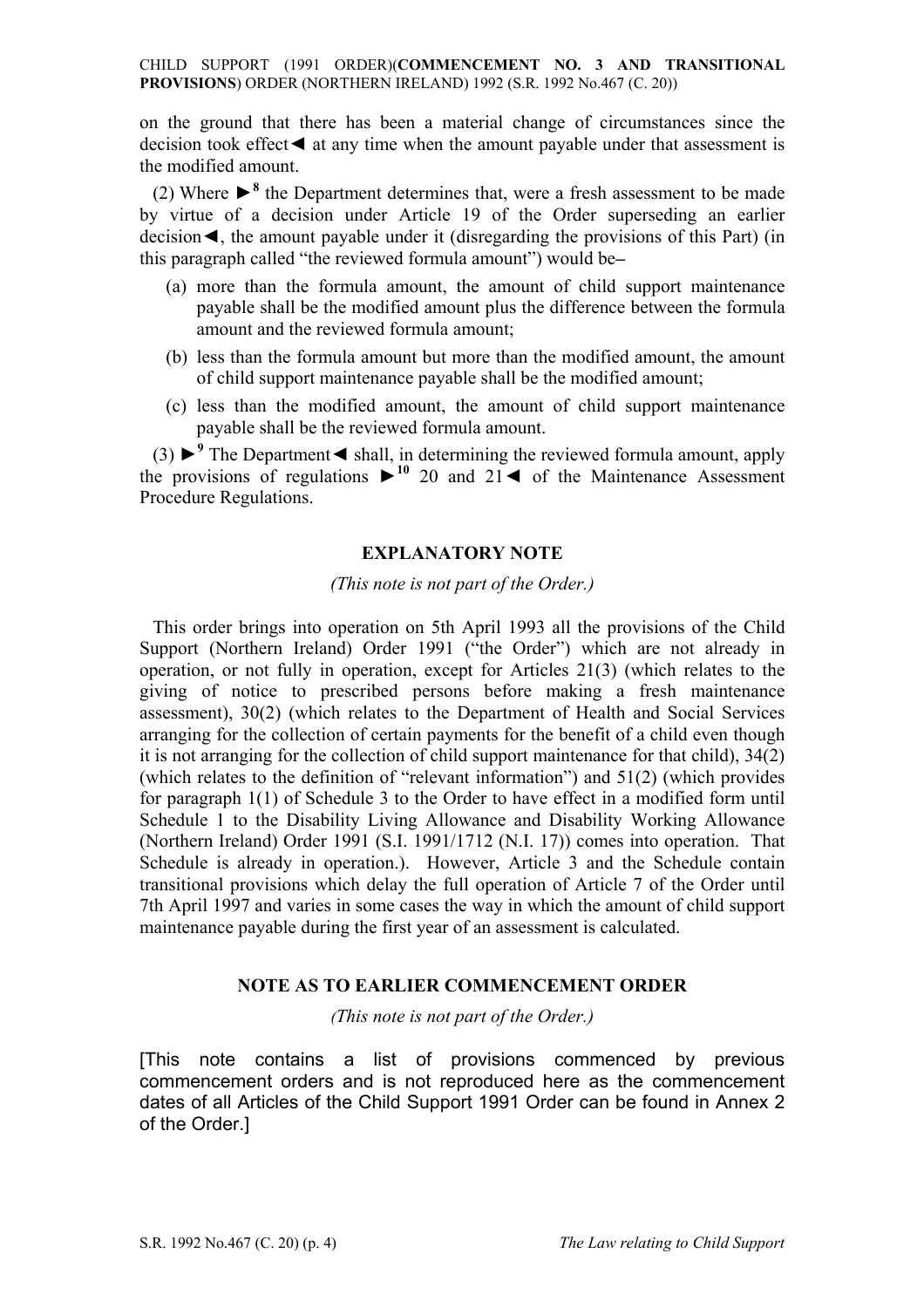on the ground that there has been a material change of circumstances since the decision took effect◄ at any time when the amount payable under that assessment is the modified amount.

(2) Where ►[8] the Department determines that, were a fresh assessment to be made by virtue of a decision under Article 19 of the Order superseding an earlier decision◄, the amount payable under it (disregarding the provisions of this Part) (in this paragraph called "the reviewed formula amount") would be–

- (a) more than the formula amount, the amount of child support maintenance payable shall be the modified amount plus the difference between the formula amount and the reviewed formula amount;
- (b) less than the formula amount but more than the modified amount, the amount of child support maintenance payable shall be the modified amount;
- (c) less than the modified amount, the amount of child support maintenance payable shall be the reviewed formula amount.

(3) ►[9] The Department◄ shall, in determining the reviewed formula amount, apply the provisions of regulations ►[10] 20 and 21◄ of the Maintenance Assessment Procedure Regulations.

## EXPLANATORY NOTE

*(This note is not part of the Order.)*

This order brings into operation on 5th April 1993 all the provisions of the Child Support (Northern Ireland) Order 1991 ("the Order") which are not already in operation, or not fully in operation, except for Articles 21(3) (which relates to the giving of notice to prescribed persons before making a fresh maintenance assessment), 30(2) (which relates to the Department of Health and Social Services arranging for the collection of certain payments for the benefit of a child even though it is not arranging for the collection of child support maintenance for that child), 34(2) (which relates to the definition of "relevant information") and 51(2) (which provides for paragraph 1(1) of Schedule 3 to the Order to have effect in a modified form until Schedule 1 to the Disability Living Allowance and Disability Working Allowance (Northern Ireland) Order 1991 (S.I. 1991/1712 (N.I. 17)) comes into operation. That Schedule is already in operation.). However, Article 3 and the Schedule contain transitional provisions which delay the full operation of Article 7 of the Order until 7th April 1997 and varies in some cases the way in which the amount of child support maintenance payable during the first year of an assessment is calculated.

## NOTE AS TO EARLIER COMMENCEMENT ORDER

*(This note is not part of the Order.)*

[This note contains a list of provisions commenced by previous commencement orders and is not reproduced here as the commencement dates of all Articles of the Child Support 1991 Order can be found in Annex 2 of the Order.]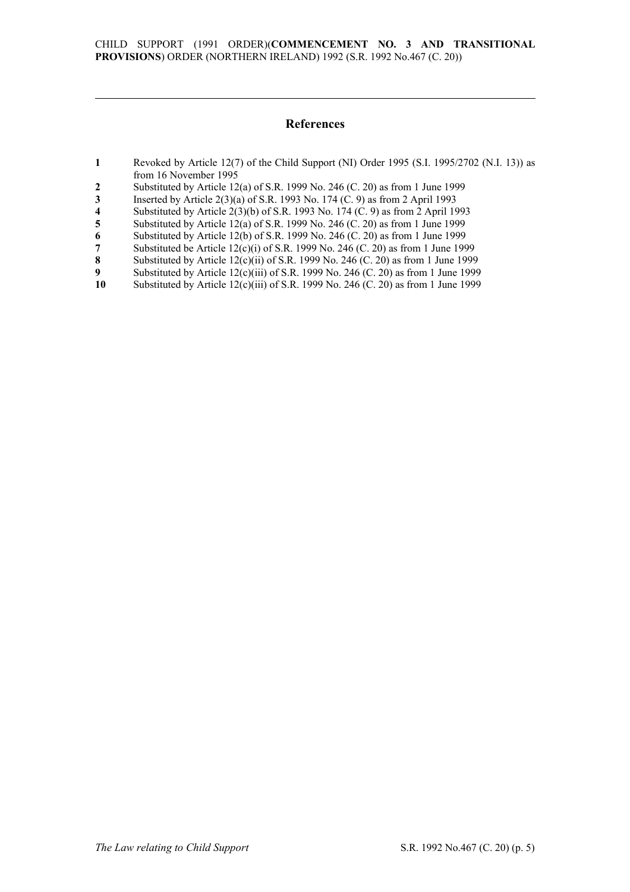## References

1. Revoked by Article 12(7) of the Child Support (NI) Order 1995 (S.I. 1995/2702 (N.I. 13)) as from 16 November 1995
2. Substituted by Article 12(a) of S.R. 1999 No. 246 (C. 20) as from 1 June 1999
3. Inserted by Article 2(3)(a) of S.R. 1993 No. 174 (C. 9) as from 2 April 1993
4. Substituted by Article 2(3)(b) of S.R. 1993 No. 174 (C. 9) as from 2 April 1993
5. Substituted by Article 12(a) of S.R. 1999 No. 246 (C. 20) as from 1 June 1999
6. Substituted by Article 12(b) of S.R. 1999 No. 246 (C. 20) as from 1 June 1999
7. Substituted be Article 12(c)(i) of S.R. 1999 No. 246 (C. 20) as from 1 June 1999
8. Substituted by Article 12(c)(ii) of S.R. 1999 No. 246 (C. 20) as from 1 June 1999
9. Substituted by Article 12(c)(iii) of S.R. 1999 No. 246 (C. 20) as from 1 June 1999
10. Substituted by Article 12(c)(iii) of S.R. 1999 No. 246 (C. 20) as from 1 June 1999